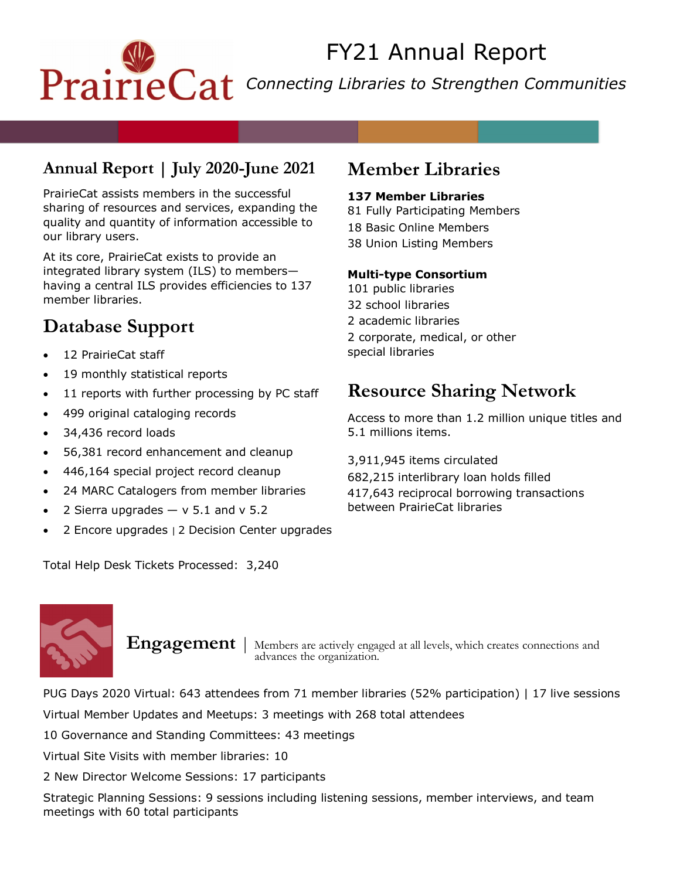# FY21 Annual Report

PrairieCat

*Connecting Libraries to Strengthen Communities*

## Annual Report | July 2020-June 2021

PrairieCat assists members in the successful sharing of resources and services, expanding the quality and quantity of information accessible to our library users.

At its core, PrairieCat exists to provide an integrated library system (ILS) to members—having a central ILS provides efficiencies to 137 member libraries.

## Database Support

- 12 PrairieCat staff
- 19 monthly statistical reports
- 11 reports with further processing by PC staff
- 499 original cataloging records
- 34,436 record loads
- 56,381 record enhancement and cleanup
- 446,164 special project record cleanup
- 24 MARC Catalogers from member libraries
- 2 Sierra upgrades — v 5.1 and v 5.2
- 2 Encore upgrades | 2 Decision Center upgrades

Total Help Desk Tickets Processed: 3,240

## Member Libraries

**137 Member Libraries**
81 Fully Participating Members
18 Basic Online Members
38 Union Listing Members

**Multi-type Consortium**
101 public libraries
32 school libraries
2 academic libraries
2 corporate, medical, or other special libraries

## Resource Sharing Network

Access to more than 1.2 million unique titles and 5.1 millions items.

3,911,945 items circulated
682,215 interlibrary loan holds filled
417,643 reciprocal borrowing transactions between PrairieCat libraries

## Engagement

Members are actively engaged at all levels, which creates connections and advances the organization.

PUG Days 2020 Virtual: 643 attendees from 71 member libraries (52% participation) | 17 live sessions

Virtual Member Updates and Meetups: 3 meetings with 268 total attendees

10 Governance and Standing Committees: 43 meetings

Virtual Site Visits with member libraries: 10

2 New Director Welcome Sessions: 17 participants

Strategic Planning Sessions: 9 sessions including listening sessions, member interviews, and team meetings with 60 total participants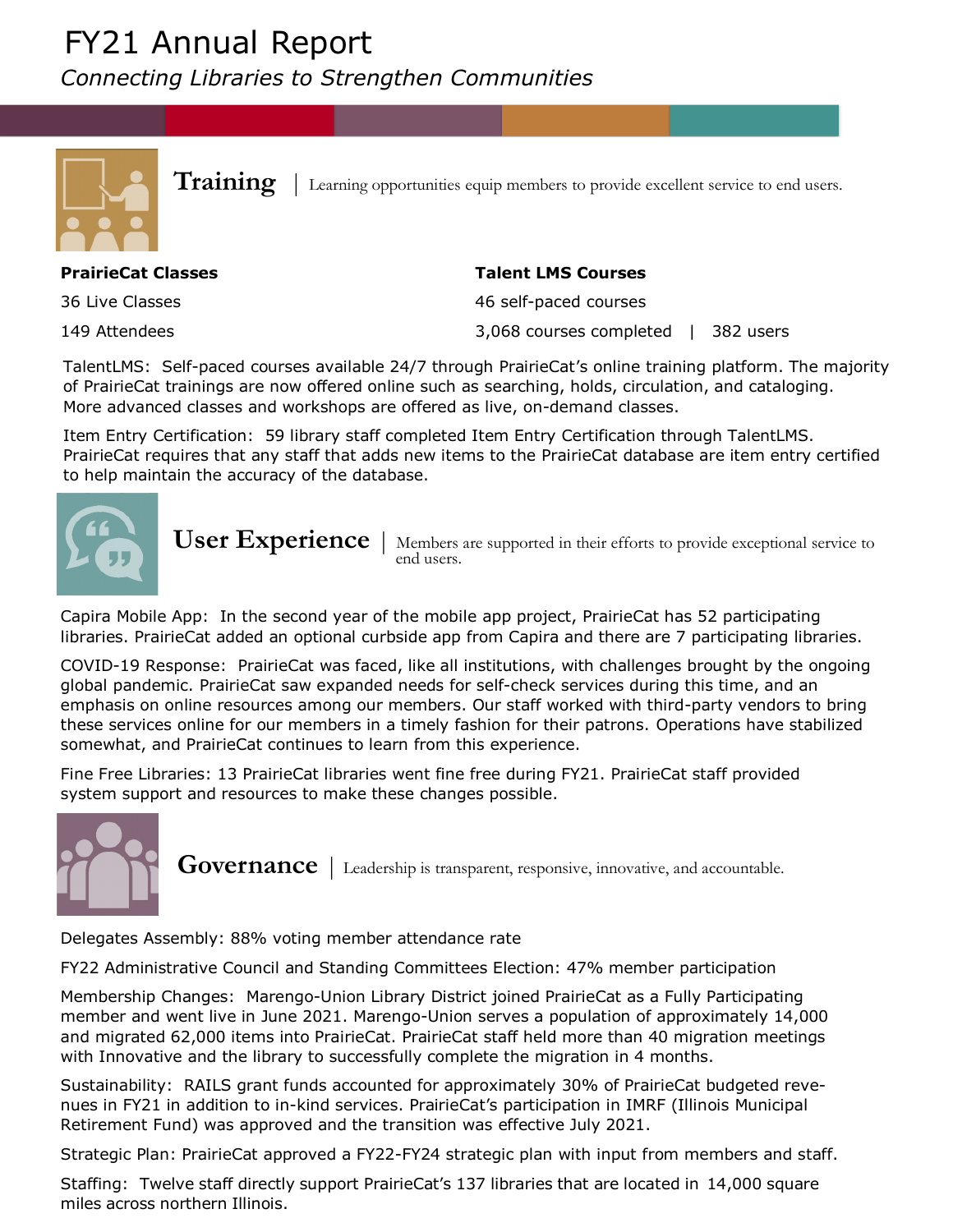# FY21 Annual Report

*Connecting Libraries to Strengthen Communities*

## Training | Learning opportunities equip members to provide excellent service to end users.

**PrairieCat Classes**

36 Live Classes

149 Attendees

**Talent LMS Courses**

46 self-paced courses

3,068 courses completed | 382 users

TalentLMS: Self-paced courses available 24/7 through PrairieCat's online training platform. The majority of PrairieCat trainings are now offered online such as searching, holds, circulation, and cataloging. More advanced classes and workshops are offered as live, on-demand classes.

Item Entry Certification: 59 library staff completed Item Entry Certification through TalentLMS. PrairieCat requires that any staff that adds new items to the PrairieCat database are item entry certified to help maintain the accuracy of the database.

## User Experience | Members are supported in their efforts to provide exceptional service to end users.

Capira Mobile App: In the second year of the mobile app project, PrairieCat has 52 participating libraries. PrairieCat added an optional curbside app from Capira and there are 7 participating libraries.

COVID-19 Response: PrairieCat was faced, like all institutions, with challenges brought by the ongoing global pandemic. PrairieCat saw expanded needs for self-check services during this time, and an emphasis on online resources among our members. Our staff worked with third-party vendors to bring these services online for our members in a timely fashion for their patrons. Operations have stabilized somewhat, and PrairieCat continues to learn from this experience.

Fine Free Libraries: 13 PrairieCat libraries went fine free during FY21. PrairieCat staff provided system support and resources to make these changes possible.

## Governance | Leadership is transparent, responsive, innovative, and accountable.

Delegates Assembly: 88% voting member attendance rate

FY22 Administrative Council and Standing Committees Election: 47% member participation

Membership Changes: Marengo-Union Library District joined PrairieCat as a Fully Participating member and went live in June 2021. Marengo-Union serves a population of approximately 14,000 and migrated 62,000 items into PrairieCat. PrairieCat staff held more than 40 migration meetings with Innovative and the library to successfully complete the migration in 4 months.

Sustainability: RAILS grant funds accounted for approximately 30% of PrairieCat budgeted revenues in FY21 in addition to in-kind services. PrairieCat's participation in IMRF (Illinois Municipal Retirement Fund) was approved and the transition was effective July 2021.

Strategic Plan: PrairieCat approved a FY22-FY24 strategic plan with input from members and staff.

Staffing: Twelve staff directly support PrairieCat's 137 libraries that are located in 14,000 square miles across northern Illinois.